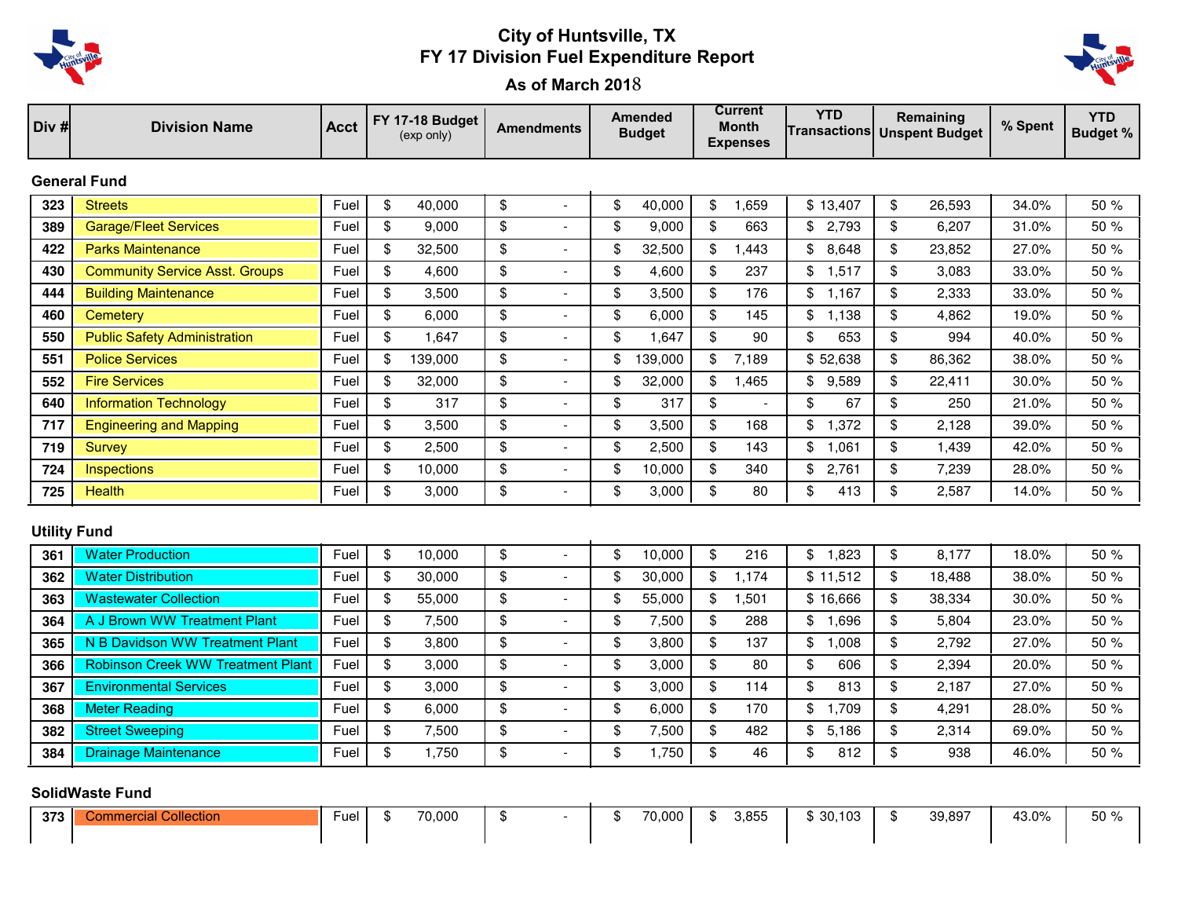# City of Huntsville, TX
## FY 17 Division Fuel Expenditure Report
### As of March 2018

| Div # | Division Name | Acct | FY 17-18 Budget (exp only) | Amendments | Amended Budget | Current Month Expenses | YTD Transactions | Remaining Unspent Budget | % Spent | YTD Budget % |
|---|---|---|---|---|---|---|---|---|---|---|
| **General Fund** | | | | | | | | | | |
| 323 | Streets | Fuel | $ 40,000 | $ - | $ 40,000 | $ 1,659 | $ 13,407 | $ 26,593 | 34.0% | 50 % |
| 389 | Garage/Fleet Services | Fuel | $ 9,000 | $ - | $ 9,000 | $ 663 | $ 2,793 | $ 6,207 | 31.0% | 50 % |
| 422 | Parks Maintenance | Fuel | $ 32,500 | $ - | $ 32,500 | $ 1,443 | $ 8,648 | $ 23,852 | 27.0% | 50 % |
| 430 | Community Service Asst. Groups | Fuel | $ 4,600 | $ - | $ 4,600 | $ 237 | $ 1,517 | $ 3,083 | 33.0% | 50 % |
| 444 | Building Maintenance | Fuel | $ 3,500 | $ - | $ 3,500 | $ 176 | $ 1,167 | $ 2,333 | 33.0% | 50 % |
| 460 | Cemetery | Fuel | $ 6,000 | $ - | $ 6,000 | $ 145 | $ 1,138 | $ 4,862 | 19.0% | 50 % |
| 550 | Public Safety Administration | Fuel | $ 1,647 | $ - | $ 1,647 | $ 90 | $ 653 | $ 994 | 40.0% | 50 % |
| 551 | Police Services | Fuel | $ 139,000 | $ - | $ 139,000 | $ 7,189 | $ 52,638 | $ 86,362 | 38.0% | 50 % |
| 552 | Fire Services | Fuel | $ 32,000 | $ - | $ 32,000 | $ 1,465 | $ 9,589 | $ 22,411 | 30.0% | 50 % |
| 640 | Information Technology | Fuel | $ 317 | $ - | $ 317 | $ - | $ 67 | $ 250 | 21.0% | 50 % |
| 717 | Engineering and Mapping | Fuel | $ 3,500 | $ - | $ 3,500 | $ 168 | $ 1,372 | $ 2,128 | 39.0% | 50 % |
| 719 | Survey | Fuel | $ 2,500 | $ - | $ 2,500 | $ 143 | $ 1,061 | $ 1,439 | 42.0% | 50 % |
| 724 | Inspections | Fuel | $ 10,000 | $ - | $ 10,000 | $ 340 | $ 2,761 | $ 7,239 | 28.0% | 50 % |
| 725 | Health | Fuel | $ 3,000 | $ - | $ 3,000 | $ 80 | $ 413 | $ 2,587 | 14.0% | 50 % |
| **Utility Fund** | | | | | | | | | | |
| 361 | Water Production | Fuel | $ 10,000 | $ - | $ 10,000 | $ 216 | $ 1,823 | $ 8,177 | 18.0% | 50 % |
| 362 | Water Distribution | Fuel | $ 30,000 | $ - | $ 30,000 | $ 1,174 | $ 11,512 | $ 18,488 | 38.0% | 50 % |
| 363 | Wastewater Collection | Fuel | $ 55,000 | $ - | $ 55,000 | $ 1,501 | $ 16,666 | $ 38,334 | 30.0% | 50 % |
| 364 | A J Brown WW Treatment Plant | Fuel | $ 7,500 | $ - | $ 7,500 | $ 288 | $ 1,696 | $ 5,804 | 23.0% | 50 % |
| 365 | N B Davidson WW Treatment Plant | Fuel | $ 3,800 | $ - | $ 3,800 | $ 137 | $ 1,008 | $ 2,792 | 27.0% | 50 % |
| 366 | Robinson Creek WW Treatment Plant | Fuel | $ 3,000 | $ - | $ 3,000 | $ 80 | $ 606 | $ 2,394 | 20.0% | 50 % |
| 367 | Environmental Services | Fuel | $ 3,000 | $ - | $ 3,000 | $ 114 | $ 813 | $ 2,187 | 27.0% | 50 % |
| 368 | Meter Reading | Fuel | $ 6,000 | $ - | $ 6,000 | $ 170 | $ 1,709 | $ 4,291 | 28.0% | 50 % |
| 382 | Street Sweeping | Fuel | $ 7,500 | $ - | $ 7,500 | $ 482 | $ 5,186 | $ 2,314 | 69.0% | 50 % |
| 384 | Drainage Maintenance | Fuel | $ 1,750 | $ - | $ 1,750 | $ 46 | $ 812 | $ 938 | 46.0% | 50 % |
| **SolidWaste Fund** | | | | | | | | | | |
| 373 | Commercial Collection | Fuel | $ 70,000 | $ - | $ 70,000 | $ 3,855 | $ 30,103 | $ 39,897 | 43.0% | 50 % |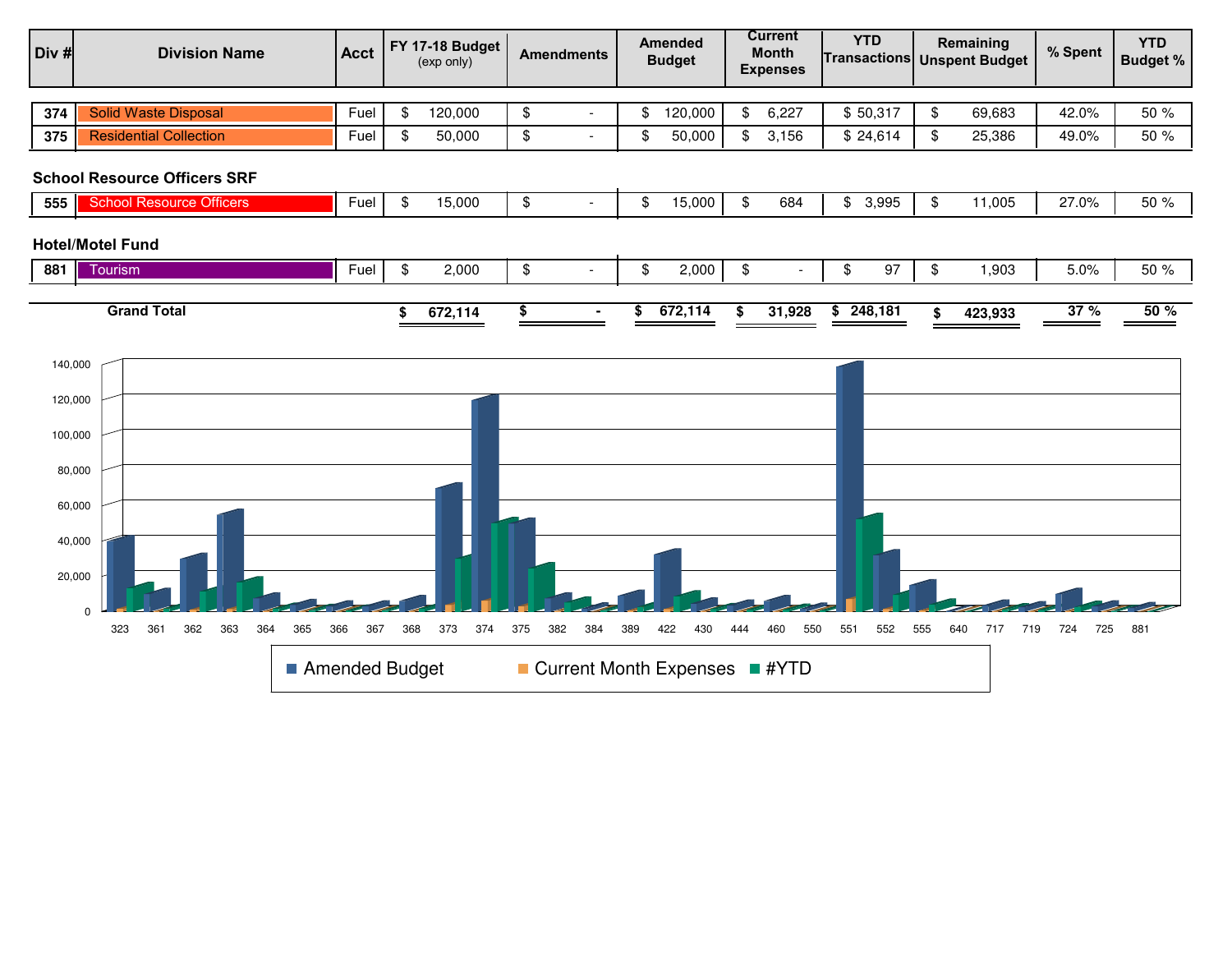| Div # | Division Name | Acct | FY 17-18 Budget (exp only) | Amendments | Amended Budget | Current Month Expenses | YTD Transactions | Remaining Unspent Budget | % Spent | YTD Budget % |
|---|---|---|---|---|---|---|---|---|---|---|
| 374 | Solid Waste Disposal | Fuel | $ 120,000 | $ - | $ 120,000 | $ 6,227 | $ 50,317 | $ 69,683 | 42.0% | 50 % |
| 375 | Residential Collection | Fuel | $ 50,000 | $ - | $ 50,000 | $ 3,156 | $ 24,614 | $ 25,386 | 49.0% | 50 % |
| **School Resource Officers SRF** | | | | | | | | | | |
| 555 | School Resource Officers | Fuel | $ 15,000 | $ - | $ 15,000 | $ 684 | $ 3,995 | $ 11,005 | 27.0% | 50 % |
| **Hotel/Motel Fund** | | | | | | | | | | |
| 881 | Tourism | Fuel | $ 2,000 | $ - | $ 2,000 | $ - | $ 97 | $ 1,903 | 5.0% | 50 % |
| | **Grand Total** | | **$ 672,114** | **$ -** | **$ 672,114** | **$ 31,928** | **$ 248,181** | **$ 423,933** | **37 %** | **50 %** |

140,000
120,000
100,000
80,000
60,000
40,000
20,000
0

323 361 362 363 364 365 366 367 368 373 374 375 382 384 389 422 430 444 460 550 551 552 555 640 717 719 724 725 881

Amended Budget | Current Month Expenses | #YTD